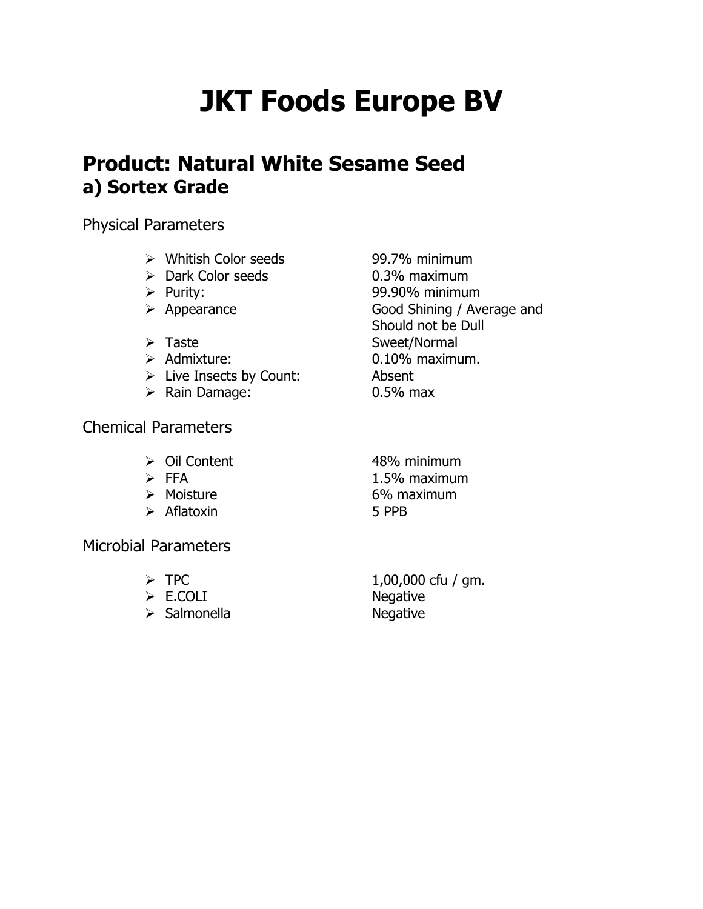# JKT Foods Europe BV

## Product: Natural White Sesame Seed
### a) Sortex Grade

Physical Parameters

- Whitish Color seeds: 99.7% minimum
- Dark Color seeds: 0.3% maximum
- Purity: 99.90% minimum
- Appearance: Good Shining / Average and Should not be Dull
- Taste: Sweet/Normal
- Admixture: 0.10% maximum.
- Live Insects by Count: Absent
- Rain Damage: 0.5% max

Chemical Parameters

- Oil Content: 48% minimum
- FFA: 1.5% maximum
- Moisture: 6% maximum
- Aflatoxin: 5 PPB

Microbial Parameters

- TPC: 1,00,000 cfu / gm.
- E.COLI: Negative
- Salmonella: Negative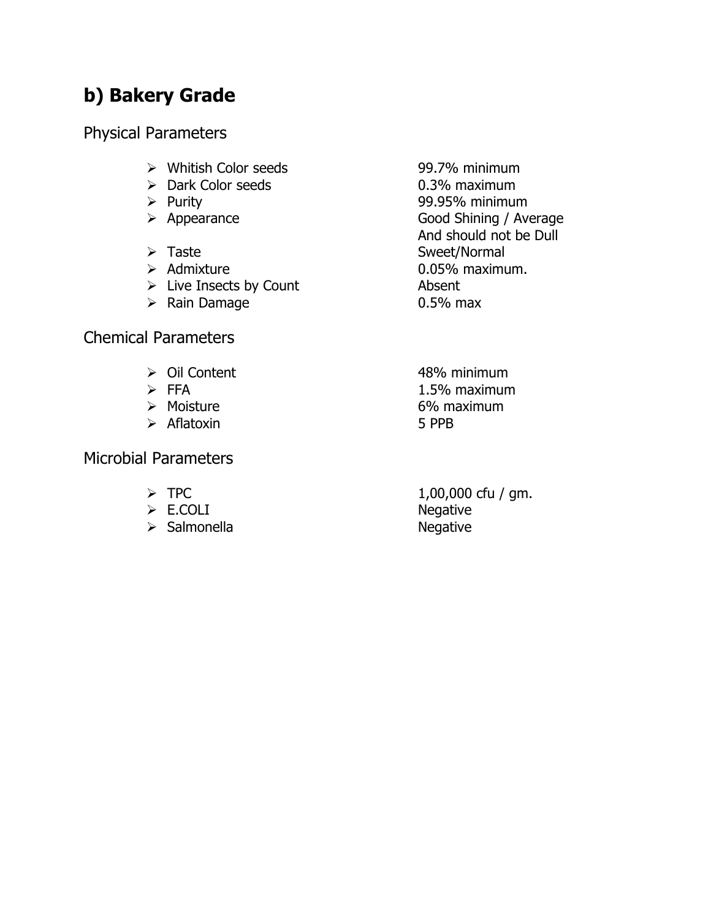## b) Bakery Grade

### Physical Parameters

- Whitish Color seeds — 99.7% minimum
- Dark Color seeds — 0.3% maximum
- Purity — 99.95% minimum
- Appearance — Good Shining / Average And should not be Dull
- Taste — Sweet/Normal
- Admixture — 0.05% maximum.
- Live Insects by Count — Absent
- Rain Damage — 0.5% max

### Chemical Parameters

- Oil Content — 48% minimum
- FFA — 1.5% maximum
- Moisture — 6% maximum
- Aflatoxin — 5 PPB

### Microbial Parameters

- TPC — 1,00,000 cfu / gm.
- E.COLI — Negative
- Salmonella — Negative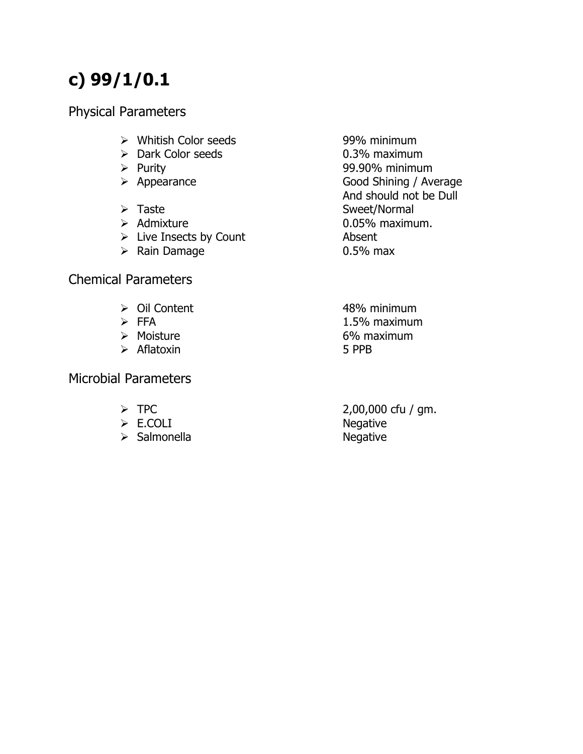# c) 99/1/0.1

## Physical Parameters

| | |
|---|---|
| ➢ Whitish Color seeds | 99% minimum |
| ➢ Dark Color seeds | 0.3% maximum |
| ➢ Purity | 99.90% minimum |
| ➢ Appearance | Good Shining / Average And should not be Dull |
| ➢ Taste | Sweet/Normal |
| ➢ Admixture | 0.05% maximum. |
| ➢ Live Insects by Count | Absent |
| ➢ Rain Damage | 0.5% max |

## Chemical Parameters

| | |
|---|---|
| ➢ Oil Content | 48% minimum |
| ➢ FFA | 1.5% maximum |
| ➢ Moisture | 6% maximum |
| ➢ Aflatoxin | 5 PPB |

## Microbial Parameters

| | |
|---|---|
| ➢ TPC | 2,00,000 cfu / gm. |
| ➢ E.COLI | Negative |
| ➢ Salmonella | Negative |